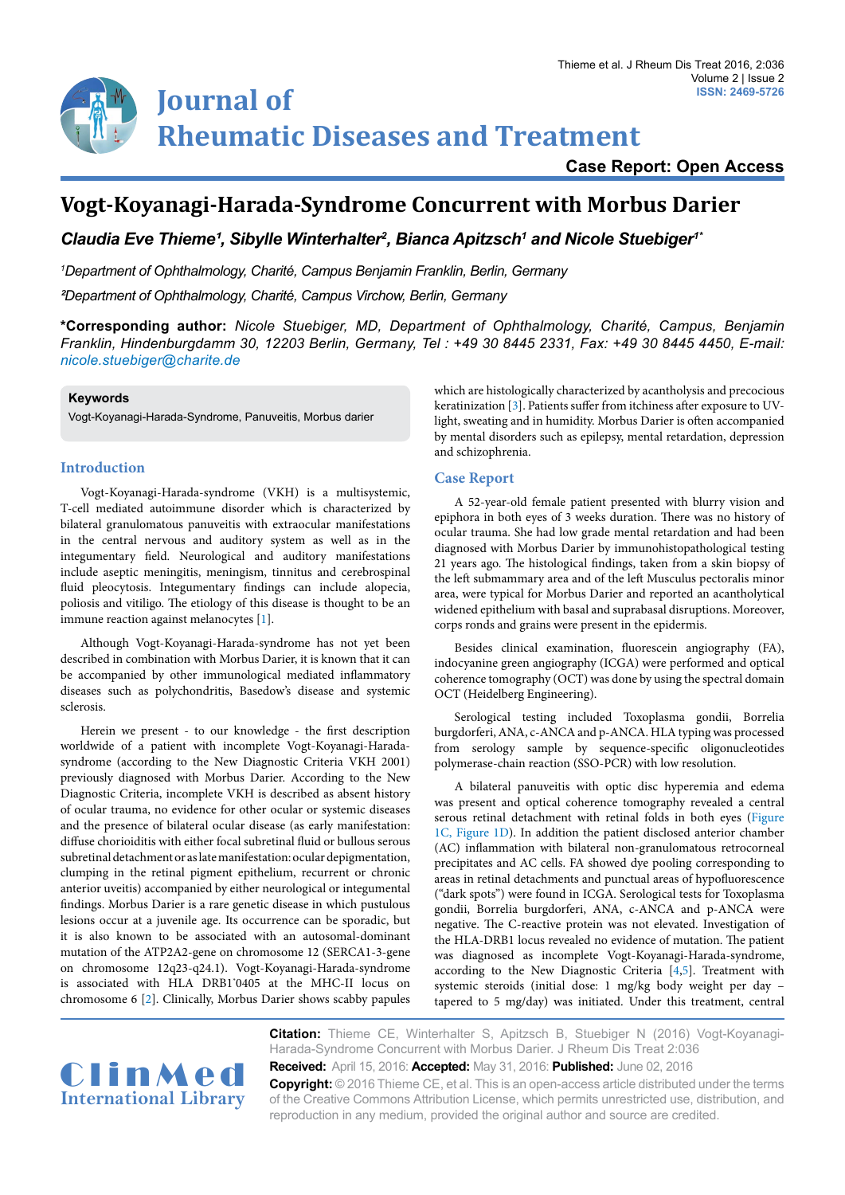# Vogt-Koyanagi-Harada-Syndrome Concurrent with Morbus Darier

***Claudia Eve Thieme[1], Sibylle Winterhalter[2], Bianca Apitzsch[1] and Nicole Stuebiger[1*]***

*[1]Department of Ophthalmology, Charité, Campus Benjamin Franklin, Berlin, Germany*

*[2]Department of Ophthalmology, Charité, Campus Virchow, Berlin, Germany*

**\*Corresponding author:** *Nicole Stuebiger, MD, Department of Ophthalmology, Charité, Campus, Benjamin Franklin, Hindenburgdamm 30, 12203 Berlin, Germany, Tel : +49 30 8445 2331, Fax: +49 30 8445 4450, E-mail: nicole.stuebiger@charite.de*

**Keywords**

Vogt-Koyanagi-Harada-Syndrome, Panuveitis, Morbus darier

## Introduction

Vogt-Koyanagi-Harada-syndrome (VKH) is a multisystemic, T-cell mediated autoimmune disorder which is characterized by bilateral granulomatous panuveitis with extraocular manifestations in the central nervous and auditory system as well as in the integumentary field. Neurological and auditory manifestations include aseptic meningitis, meningism, tinnitus and cerebrospinal fluid pleocytosis. Integumentary findings can include alopecia, poliosis and vitiligo. The etiology of this disease is thought to be an immune reaction against melanocytes [1].

Although Vogt-Koyanagi-Harada-syndrome has not yet been described in combination with Morbus Darier, it is known that it can be accompanied by other immunological mediated inflammatory diseases such as polychondritis, Basedow's disease and systemic sclerosis.

Herein we present - to our knowledge - the first description worldwide of a patient with incomplete Vogt-Koyanagi-Harada-syndrome (according to the New Diagnostic Criteria VKH 2001) previously diagnosed with Morbus Darier. According to the New Diagnostic Criteria, incomplete VKH is described as absent history of ocular trauma, no evidence for other ocular or systemic diseases and the presence of bilateral ocular disease (as early manifestation: diffuse chorioiditis with either focal subretinal fluid or bullous serous subretinal detachment or as late manifestation: ocular depigmentation, clumping in the retinal pigment epithelium, recurrent or chronic anterior uveitis) accompanied by either neurological or integumental findings. Morbus Darier is a rare genetic disease in which pustulous lesions occur at a juvenile age. Its occurrence can be sporadic, but it is also known to be associated with an autosomal-dominant mutation of the ATP2A2-gene on chromosome 12 (SERCA1-3-gene on chromosome 12q23-q24.1). Vogt-Koyanagi-Harada-syndrome is associated with HLA DRB1\*0405 at the MHC-II locus on chromosome 6 [2]. Clinically, Morbus Darier shows scabby papules which are histologically characterized by acantholysis and precocious keratinization [3]. Patients suffer from itchiness after exposure to UV-light, sweating and in humidity. Morbus Darier is often accompanied by mental disorders such as epilepsy, mental retardation, depression and schizophrenia.

## Case Report

A 52-year-old female patient presented with blurry vision and epiphora in both eyes of 3 weeks duration. There was no history of ocular trauma. She had low grade mental retardation and had been diagnosed with Morbus Darier by immunohistopathological testing 21 years ago. The histological findings, taken from a skin biopsy of the left submammary area and of the left Musculus pectoralis minor area, were typical for Morbus Darier and reported an acantholytical widened epithelium with basal and suprabasal disruptions. Moreover, corps ronds and grains were present in the epidermis.

Besides clinical examination, fluorescein angiography (FA), indocyanine green angiography (ICGA) were performed and optical coherence tomography (OCT) was done by using the spectral domain OCT (Heidelberg Engineering).

Serological testing included Toxoplasma gondii, Borrelia burgdorferi, ANA, c-ANCA and p-ANCA. HLA typing was processed from serology sample by sequence-specific oligonucleotides polymerase-chain reaction (SSO-PCR) with low resolution.

A bilateral panuveitis with optic disc hyperemia and edema was present and optical coherence tomography revealed a central serous retinal detachment with retinal folds in both eyes (Figure 1C, Figure 1D). In addition the patient disclosed anterior chamber (AC) inflammation with bilateral non-granulomatous retrocorneal precipitates and AC cells. FA showed dye pooling corresponding to areas in retinal detachments and punctual areas of hypofluorescence ("dark spots") were found in ICGA. Serological tests for Toxoplasma gondii, Borrelia burgdorferi, ANA, c-ANCA and p-ANCA were negative. The C-reactive protein was not elevated. Investigation of the HLA-DRB1 locus revealed no evidence of mutation. The patient was diagnosed as incomplete Vogt-Koyanagi-Harada-syndrome, according to the New Diagnostic Criteria [4,5]. Treatment with systemic steroids (initial dose: 1 mg/kg body weight per day – tapered to 5 mg/day) was initiated. Under this treatment, central

**Citation:** Thieme CE, Winterhalter S, Apitzsch B, Stuebiger N (2016) Vogt-Koyanagi-Harada-Syndrome Concurrent with Morbus Darier. J Rheum Dis Treat 2:036

**Received:** April 15, 2016: **Accepted:** May 31, 2016: **Published:** June 02, 2016

**Copyright:** © 2016 Thieme CE, et al. This is an open-access article distributed under the terms of the Creative Commons Attribution License, which permits unrestricted use, distribution, and reproduction in any medium, provided the original author and source are credited.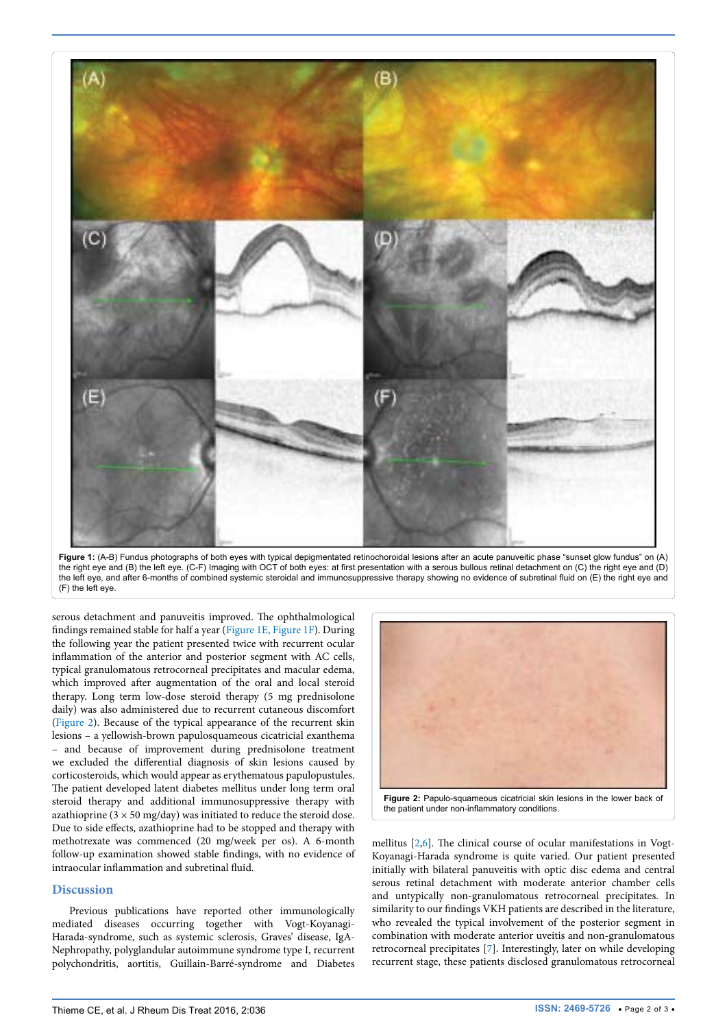**Figure 1:** (A-B) Fundus photographs of both eyes with typical depigmentated retinochoroidal lesions after an acute panuveitic phase "sunset glow fundus" on (A) the right eye and (B) the left eye. (C-F) Imaging with OCT of both eyes: at first presentation with a serous bullous retinal detachment on (C) the right eye and (D) the left eye, and after 6-months of combined systemic steroidal and immunosuppressive therapy showing no evidence of subretinal fluid on (E) the right eye and (F) the left eye.

serous detachment and panuveitis improved. The ophthalmological findings remained stable for half a year (Figure 1E, Figure 1F). During the following year the patient presented twice with recurrent ocular inflammation of the anterior and posterior segment with AC cells, typical granulomatous retrocorneal precipitates and macular edema, which improved after augmentation of the oral and local steroid therapy. Long term low-dose steroid therapy (5 mg prednisolone daily) was also administered due to recurrent cutaneous discomfort (Figure 2). Because of the typical appearance of the recurrent skin lesions – a yellowish-brown papulosquameous cicatricial exanthema – and because of improvement during prednisolone treatment we excluded the differential diagnosis of skin lesions caused by corticosteroids, which would appear as erythematous papulopustules. The patient developed latent diabetes mellitus under long term oral steroid therapy and additional immunosuppressive therapy with azathioprine ($3 \times 50$ mg/day) was initiated to reduce the steroid dose. Due to side effects, azathioprine had to be stopped and therapy with methotrexate was commenced (20 mg/week per os). A 6-month follow-up examination showed stable findings, with no evidence of intraocular inflammation and subretinal fluid.

**Figure 2:** Papulo-squameous cicatricial skin lesions in the lower back of the patient under non-inflammatory conditions.

## Discussion

Previous publications have reported other immunologically mediated diseases occurring together with Vogt-Koyanagi-Harada-syndrome, such as systemic sclerosis, Graves' disease, IgA-Nephropathy, polyglandular autoimmune syndrome type I, recurrent polychondritis, aortitis, Guillain-Barré-syndrome and Diabetes mellitus [2,6]. The clinical course of ocular manifestations in Vogt-Koyanagi-Harada syndrome is quite varied. Our patient presented initially with bilateral panuveitis with optic disc edema and central serous retinal detachment with moderate anterior chamber cells and untypically non-granulomatous retrocorneal precipitates. In similarity to our findings VKH patients are described in the literature, who revealed the typical involvement of the posterior segment in combination with moderate anterior uveitis and non-granulomatous retrocorneal precipitates [7]. Interestingly, later on while developing recurrent stage, these patients disclosed granulomatous retrocorneal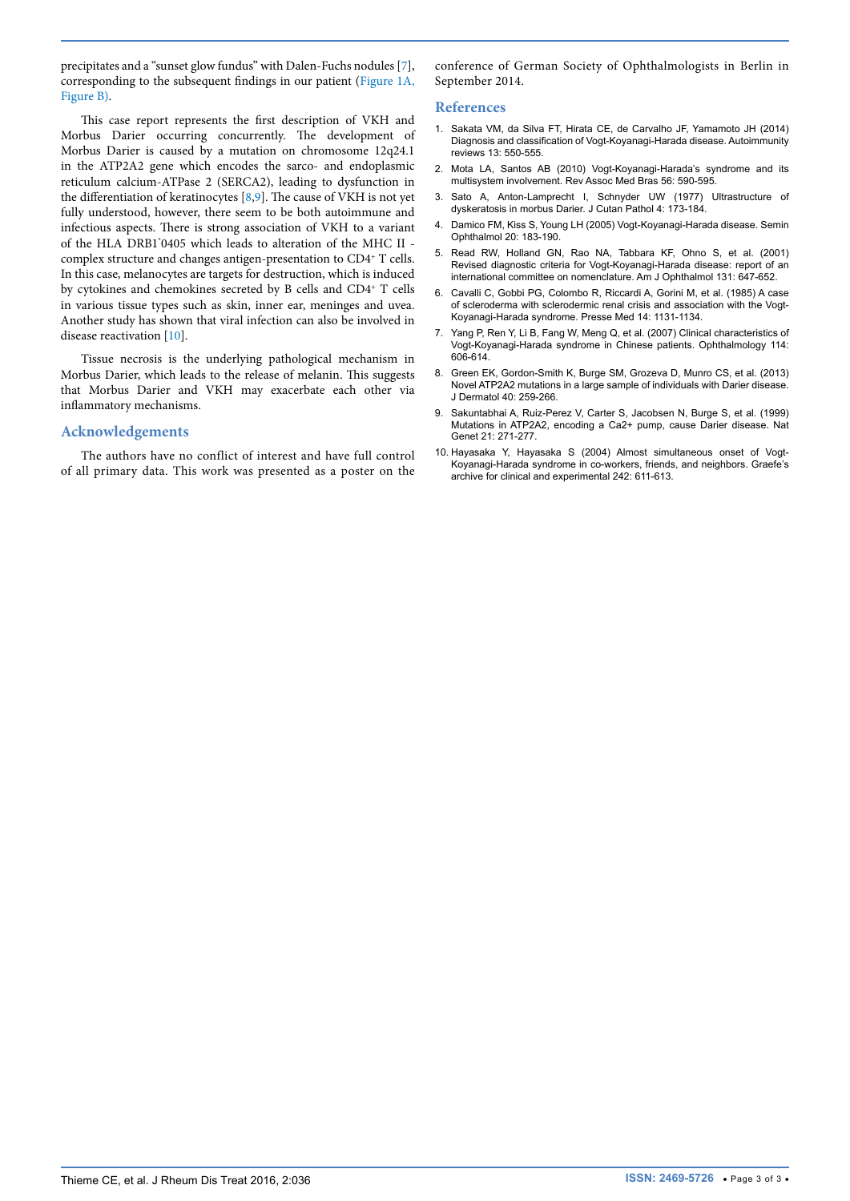precipitates and a "sunset glow fundus" with Dalen-Fuchs nodules [7], corresponding to the subsequent findings in our patient (Figure 1A, Figure B).

This case report represents the first description of VKH and Morbus Darier occurring concurrently. The development of Morbus Darier is caused by a mutation on chromosome 12q24.1 in the ATP2A2 gene which encodes the sarco- and endoplasmic reticulum calcium-ATPase 2 (SERCA2), leading to dysfunction in the differentiation of keratinocytes [8,9]. The cause of VKH is not yet fully understood, however, there seem to be both autoimmune and infectious aspects. There is strong association of VKH to a variant of the HLA DRB1*0405 which leads to alteration of the MHC II - complex structure and changes antigen-presentation to $CD4^+$ T cells. In this case, melanocytes are targets for destruction, which is induced by cytokines and chemokines secreted by B cells and $CD4^+$ T cells in various tissue types such as skin, inner ear, meninges and uvea. Another study has shown that viral infection can also be involved in disease reactivation [10].

Tissue necrosis is the underlying pathological mechanism in Morbus Darier, which leads to the release of melanin. This suggests that Morbus Darier and VKH may exacerbate each other via inflammatory mechanisms.

## Acknowledgements

The authors have no conflict of interest and have full control of all primary data. This work was presented as a poster on the conference of German Society of Ophthalmologists in Berlin in September 2014.

## References

1. Sakata VM, da Silva FT, Hirata CE, de Carvalho JF, Yamamoto JH (2014) Diagnosis and classification of Vogt-Koyanagi-Harada disease. Autoimmunity reviews 13: 550-555.
2. Mota LA, Santos AB (2010) Vogt-Koyanagi-Harada's syndrome and its multisystem involvement. Rev Assoc Med Bras 56: 590-595.
3. Sato A, Anton-Lamprecht I, Schnyder UW (1977) Ultrastructure of dyskeratosis in morbus Darier. J Cutan Pathol 4: 173-184.
4. Damico FM, Kiss S, Young LH (2005) Vogt-Koyanagi-Harada disease. Semin Ophthalmol 20: 183-190.
5. Read RW, Holland GN, Rao NA, Tabbara KF, Ohno S, et al. (2001) Revised diagnostic criteria for Vogt-Koyanagi-Harada disease: report of an international committee on nomenclature. Am J Ophthalmol 131: 647-652.
6. Cavalli C, Gobbi PG, Colombo R, Riccardi A, Gorini M, et al. (1985) A case of scleroderma with sclerodermic renal crisis and association with the Vogt-Koyanagi-Harada syndrome. Presse Med 14: 1131-1134.
7. Yang P, Ren Y, Li B, Fang W, Meng Q, et al. (2007) Clinical characteristics of Vogt-Koyanagi-Harada syndrome in Chinese patients. Ophthalmology 114: 606-614.
8. Green EK, Gordon-Smith K, Burge SM, Grozeva D, Munro CS, et al. (2013) Novel ATP2A2 mutations in a large sample of individuals with Darier disease. J Dermatol 40: 259-266.
9. Sakuntabhai A, Ruiz-Perez V, Carter S, Jacobsen N, Burge S, et al. (1999) Mutations in ATP2A2, encoding a Ca2+ pump, cause Darier disease. Nat Genet 21: 271-277.
10. Hayasaka Y, Hayasaka S (2004) Almost simultaneous onset of Vogt-Koyanagi-Harada syndrome in co-workers, friends, and neighbors. Graefe's archive for clinical and experimental 242: 611-613.